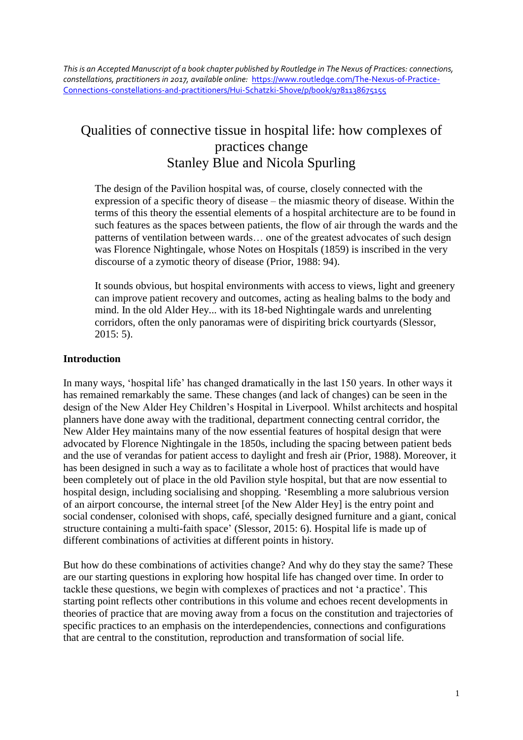*This is an Accepted Manuscript of a book chapter published by Routledge in The Nexus of Practices: connections, constellations, practitioners in 2017, available online:* [https://www.routledge.com/The-Nexus-of-Practice-Connections-constellations-and-practitioners/Hui-Schatzki-Shove/p/book/9781138675155](https://www.routledge.com/The-Nexus-of-Practice-Connections-constellations-and-practitioners/Hui-Schatzki-Shove/p/book/9781138675155)

# Qualities of connective tissue in hospital life: how complexes of practices change

Stanley Blue and Nicola Spurling

> The design of the Pavilion hospital was, of course, closely connected with the expression of a specific theory of disease – the miasmic theory of disease. Within the terms of this theory the essential elements of a hospital architecture are to be found in such features as the spaces between patients, the flow of air through the wards and the patterns of ventilation between wards… one of the greatest advocates of such design was Florence Nightingale, whose Notes on Hospitals (1859) is inscribed in the very discourse of a zymotic theory of disease (Prior, 1988: 94).

> It sounds obvious, but hospital environments with access to views, light and greenery can improve patient recovery and outcomes, acting as healing balms to the body and mind. In the old Alder Hey... with its 18-bed Nightingale wards and unrelenting corridors, often the only panoramas were of dispiriting brick courtyards (Slessor, 2015: 5).

## Introduction

In many ways, 'hospital life' has changed dramatically in the last 150 years. In other ways it has remained remarkably the same. These changes (and lack of changes) can be seen in the design of the New Alder Hey Children's Hospital in Liverpool. Whilst architects and hospital planners have done away with the traditional, department connecting central corridor, the New Alder Hey maintains many of the now essential features of hospital design that were advocated by Florence Nightingale in the 1850s, including the spacing between patient beds and the use of verandas for patient access to daylight and fresh air (Prior, 1988). Moreover, it has been designed in such a way as to facilitate a whole host of practices that would have been completely out of place in the old Pavilion style hospital, but that are now essential to hospital design, including socialising and shopping. 'Resembling a more salubrious version of an airport concourse, the internal street [of the New Alder Hey] is the entry point and social condenser, colonised with shops, café, specially designed furniture and a giant, conical structure containing a multi-faith space' (Slessor, 2015: 6). Hospital life is made up of different combinations of activities at different points in history.

But how do these combinations of activities change? And why do they stay the same? These are our starting questions in exploring how hospital life has changed over time. In order to tackle these questions, we begin with complexes of practices and not 'a practice'. This starting point reflects other contributions in this volume and echoes recent developments in theories of practice that are moving away from a focus on the constitution and trajectories of specific practices to an emphasis on the interdependencies, connections and configurations that are central to the constitution, reproduction and transformation of social life.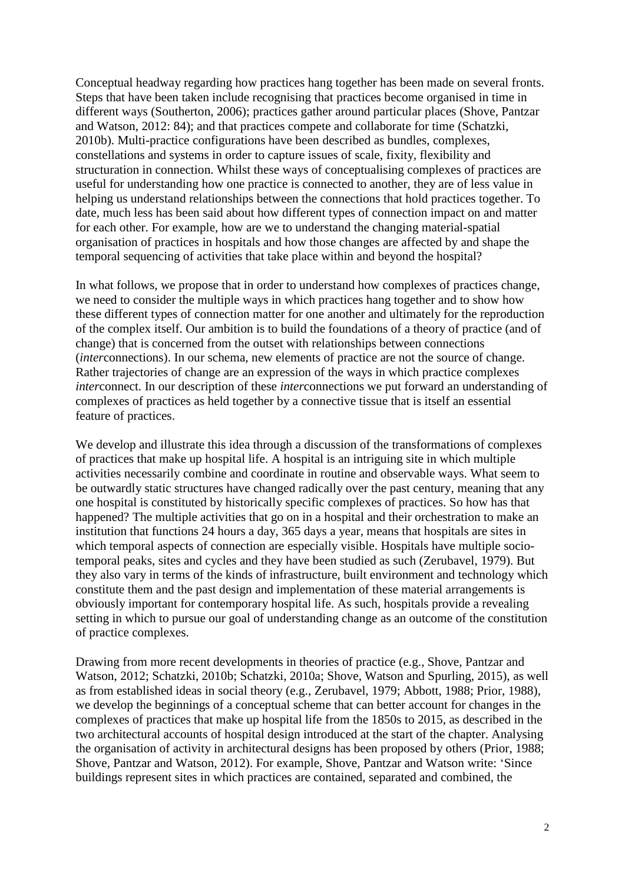Conceptual headway regarding how practices hang together has been made on several fronts. Steps that have been taken include recognising that practices become organised in time in different ways (Southerton, 2006); practices gather around particular places (Shove, Pantzar and Watson, 2012: 84); and that practices compete and collaborate for time (Schatzki, 2010b). Multi-practice configurations have been described as bundles, complexes, constellations and systems in order to capture issues of scale, fixity, flexibility and structuration in connection. Whilst these ways of conceptualising complexes of practices are useful for understanding how one practice is connected to another, they are of less value in helping us understand relationships between the connections that hold practices together. To date, much less has been said about how different types of connection impact on and matter for each other. For example, how are we to understand the changing material-spatial organisation of practices in hospitals and how those changes are affected by and shape the temporal sequencing of activities that take place within and beyond the hospital?

In what follows, we propose that in order to understand how complexes of practices change, we need to consider the multiple ways in which practices hang together and to show how these different types of connection matter for one another and ultimately for the reproduction of the complex itself. Our ambition is to build the foundations of a theory of practice (and of change) that is concerned from the outset with relationships between connections (*inter*connections). In our schema, new elements of practice are not the source of change. Rather trajectories of change are an expression of the ways in which practice complexes *inter*connect. In our description of these *inter*connections we put forward an understanding of complexes of practices as held together by a connective tissue that is itself an essential feature of practices.

We develop and illustrate this idea through a discussion of the transformations of complexes of practices that make up hospital life. A hospital is an intriguing site in which multiple activities necessarily combine and coordinate in routine and observable ways. What seem to be outwardly static structures have changed radically over the past century, meaning that any one hospital is constituted by historically specific complexes of practices. So how has that happened? The multiple activities that go on in a hospital and their orchestration to make an institution that functions 24 hours a day, 365 days a year, means that hospitals are sites in which temporal aspects of connection are especially visible. Hospitals have multiple socio-temporal peaks, sites and cycles and they have been studied as such (Zerubavel, 1979). But they also vary in terms of the kinds of infrastructure, built environment and technology which constitute them and the past design and implementation of these material arrangements is obviously important for contemporary hospital life. As such, hospitals provide a revealing setting in which to pursue our goal of understanding change as an outcome of the constitution of practice complexes.

Drawing from more recent developments in theories of practice (e.g., Shove, Pantzar and Watson, 2012; Schatzki, 2010b; Schatzki, 2010a; Shove, Watson and Spurling, 2015), as well as from established ideas in social theory (e.g., Zerubavel, 1979; Abbott, 1988; Prior, 1988), we develop the beginnings of a conceptual scheme that can better account for changes in the complexes of practices that make up hospital life from the 1850s to 2015, as described in the two architectural accounts of hospital design introduced at the start of the chapter. Analysing the organisation of activity in architectural designs has been proposed by others (Prior, 1988; Shove, Pantzar and Watson, 2012). For example, Shove, Pantzar and Watson write: 'Since buildings represent sites in which practices are contained, separated and combined, the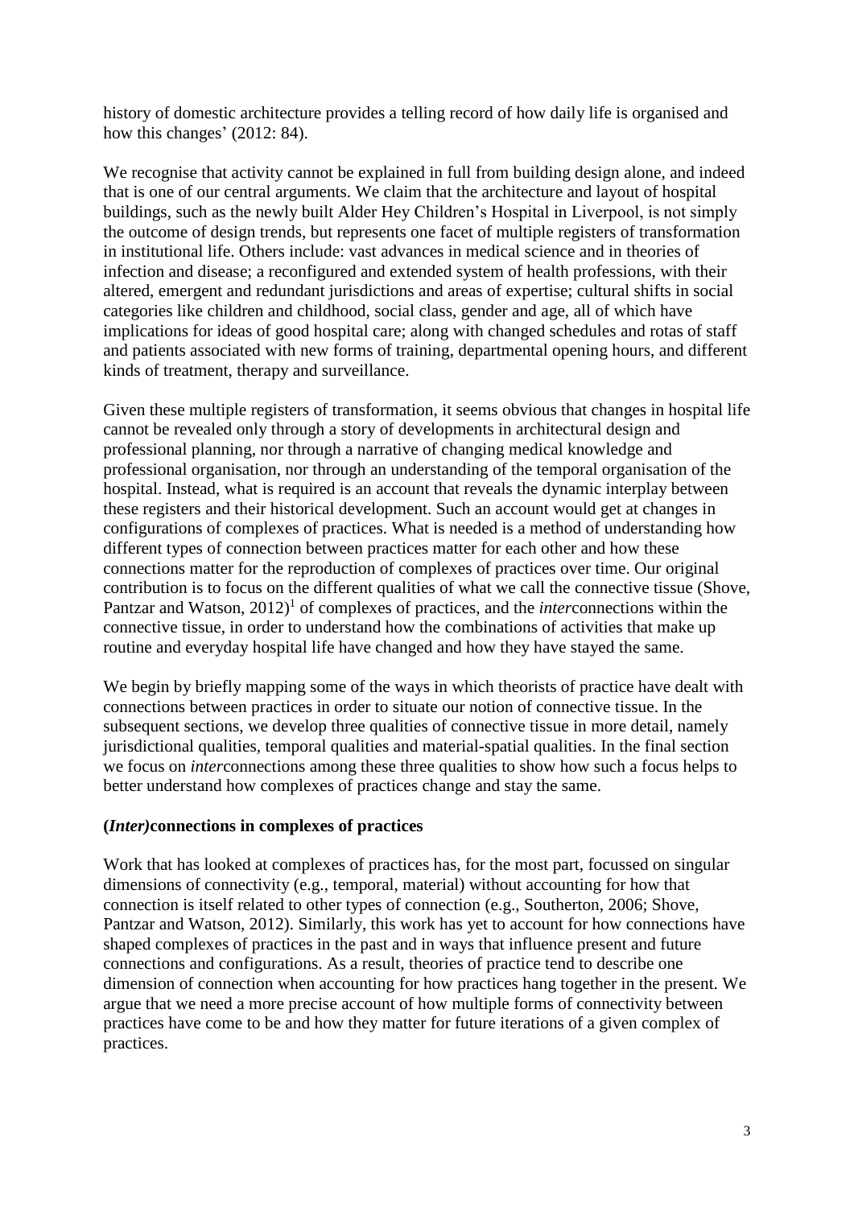history of domestic architecture provides a telling record of how daily life is organised and how this changes' (2012: 84).

We recognise that activity cannot be explained in full from building design alone, and indeed that is one of our central arguments. We claim that the architecture and layout of hospital buildings, such as the newly built Alder Hey Children's Hospital in Liverpool, is not simply the outcome of design trends, but represents one facet of multiple registers of transformation in institutional life. Others include: vast advances in medical science and in theories of infection and disease; a reconfigured and extended system of health professions, with their altered, emergent and redundant jurisdictions and areas of expertise; cultural shifts in social categories like children and childhood, social class, gender and age, all of which have implications for ideas of good hospital care; along with changed schedules and rotas of staff and patients associated with new forms of training, departmental opening hours, and different kinds of treatment, therapy and surveillance.

Given these multiple registers of transformation, it seems obvious that changes in hospital life cannot be revealed only through a story of developments in architectural design and professional planning, nor through a narrative of changing medical knowledge and professional organisation, nor through an understanding of the temporal organisation of the hospital. Instead, what is required is an account that reveals the dynamic interplay between these registers and their historical development. Such an account would get at changes in configurations of complexes of practices. What is needed is a method of understanding how different types of connection between practices matter for each other and how these connections matter for the reproduction of complexes of practices over time. Our original contribution is to focus on the different qualities of what we call the connective tissue (Shove, Pantzar and Watson, 2012)[1] of complexes of practices, and the *inter*connections within the connective tissue, in order to understand how the combinations of activities that make up routine and everyday hospital life have changed and how they have stayed the same.

We begin by briefly mapping some of the ways in which theorists of practice have dealt with connections between practices in order to situate our notion of connective tissue. In the subsequent sections, we develop three qualities of connective tissue in more detail, namely jurisdictional qualities, temporal qualities and material-spatial qualities. In the final section we focus on *inter*connections among these three qualities to show how such a focus helps to better understand how complexes of practices change and stay the same.

## (*Inter)*connections in complexes of practices

Work that has looked at complexes of practices has, for the most part, focussed on singular dimensions of connectivity (e.g., temporal, material) without accounting for how that connection is itself related to other types of connection (e.g., Southerton, 2006; Shove, Pantzar and Watson, 2012). Similarly, this work has yet to account for how connections have shaped complexes of practices in the past and in ways that influence present and future connections and configurations. As a result, theories of practice tend to describe one dimension of connection when accounting for how practices hang together in the present. We argue that we need a more precise account of how multiple forms of connectivity between practices have come to be and how they matter for future iterations of a given complex of practices.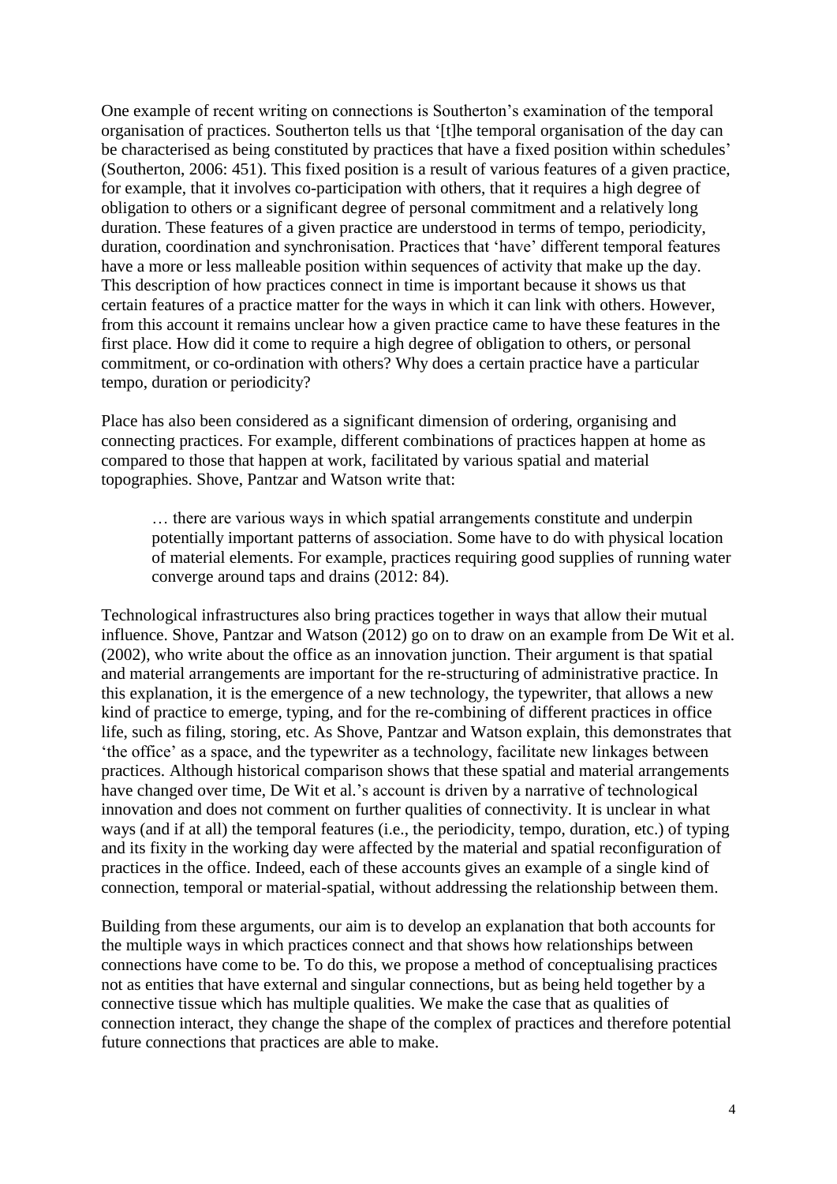One example of recent writing on connections is Southerton's examination of the temporal organisation of practices. Southerton tells us that '[t]he temporal organisation of the day can be characterised as being constituted by practices that have a fixed position within schedules' (Southerton, 2006: 451). This fixed position is a result of various features of a given practice, for example, that it involves co-participation with others, that it requires a high degree of obligation to others or a significant degree of personal commitment and a relatively long duration. These features of a given practice are understood in terms of tempo, periodicity, duration, coordination and synchronisation. Practices that 'have' different temporal features have a more or less malleable position within sequences of activity that make up the day. This description of how practices connect in time is important because it shows us that certain features of a practice matter for the ways in which it can link with others. However, from this account it remains unclear how a given practice came to have these features in the first place. How did it come to require a high degree of obligation to others, or personal commitment, or co-ordination with others? Why does a certain practice have a particular tempo, duration or periodicity?

Place has also been considered as a significant dimension of ordering, organising and connecting practices. For example, different combinations of practices happen at home as compared to those that happen at work, facilitated by various spatial and material topographies. Shove, Pantzar and Watson write that:

> … there are various ways in which spatial arrangements constitute and underpin potentially important patterns of association. Some have to do with physical location of material elements. For example, practices requiring good supplies of running water converge around taps and drains (2012: 84).

Technological infrastructures also bring practices together in ways that allow their mutual influence. Shove, Pantzar and Watson (2012) go on to draw on an example from De Wit et al. (2002), who write about the office as an innovation junction. Their argument is that spatial and material arrangements are important for the re-structuring of administrative practice. In this explanation, it is the emergence of a new technology, the typewriter, that allows a new kind of practice to emerge, typing, and for the re-combining of different practices in office life, such as filing, storing, etc. As Shove, Pantzar and Watson explain, this demonstrates that 'the office' as a space, and the typewriter as a technology, facilitate new linkages between practices. Although historical comparison shows that these spatial and material arrangements have changed over time, De Wit et al.'s account is driven by a narrative of technological innovation and does not comment on further qualities of connectivity. It is unclear in what ways (and if at all) the temporal features (i.e., the periodicity, tempo, duration, etc.) of typing and its fixity in the working day were affected by the material and spatial reconfiguration of practices in the office. Indeed, each of these accounts gives an example of a single kind of connection, temporal or material-spatial, without addressing the relationship between them.

Building from these arguments, our aim is to develop an explanation that both accounts for the multiple ways in which practices connect and that shows how relationships between connections have come to be. To do this, we propose a method of conceptualising practices not as entities that have external and singular connections, but as being held together by a connective tissue which has multiple qualities. We make the case that as qualities of connection interact, they change the shape of the complex of practices and therefore potential future connections that practices are able to make.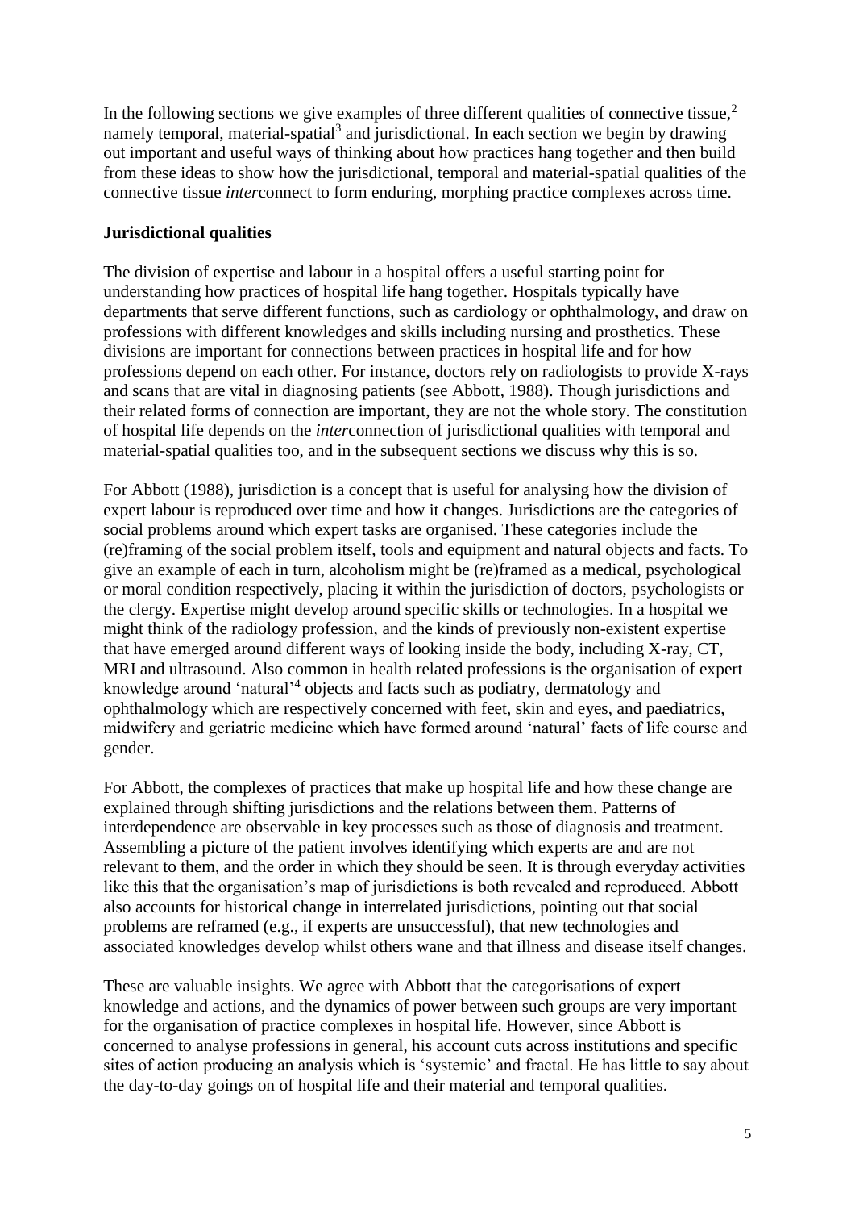In the following sections we give examples of three different qualities of connective tissue,[2] namely temporal, material-spatial[3] and jurisdictional. In each section we begin by drawing out important and useful ways of thinking about how practices hang together and then build from these ideas to show how the jurisdictional, temporal and material-spatial qualities of the connective tissue *inter*connect to form enduring, morphing practice complexes across time.

## Jurisdictional qualities

The division of expertise and labour in a hospital offers a useful starting point for understanding how practices of hospital life hang together. Hospitals typically have departments that serve different functions, such as cardiology or ophthalmology, and draw on professions with different knowledges and skills including nursing and prosthetics. These divisions are important for connections between practices in hospital life and for how professions depend on each other. For instance, doctors rely on radiologists to provide X-rays and scans that are vital in diagnosing patients (see Abbott, 1988). Though jurisdictions and their related forms of connection are important, they are not the whole story. The constitution of hospital life depends on the *inter*connection of jurisdictional qualities with temporal and material-spatial qualities too, and in the subsequent sections we discuss why this is so.

For Abbott (1988), jurisdiction is a concept that is useful for analysing how the division of expert labour is reproduced over time and how it changes. Jurisdictions are the categories of social problems around which expert tasks are organised. These categories include the (re)framing of the social problem itself, tools and equipment and natural objects and facts. To give an example of each in turn, alcoholism might be (re)framed as a medical, psychological or moral condition respectively, placing it within the jurisdiction of doctors, psychologists or the clergy. Expertise might develop around specific skills or technologies. In a hospital we might think of the radiology profession, and the kinds of previously non-existent expertise that have emerged around different ways of looking inside the body, including X-ray, CT, MRI and ultrasound. Also common in health related professions is the organisation of expert knowledge around 'natural'[4] objects and facts such as podiatry, dermatology and ophthalmology which are respectively concerned with feet, skin and eyes, and paediatrics, midwifery and geriatric medicine which have formed around 'natural' facts of life course and gender.

For Abbott, the complexes of practices that make up hospital life and how these change are explained through shifting jurisdictions and the relations between them. Patterns of interdependence are observable in key processes such as those of diagnosis and treatment. Assembling a picture of the patient involves identifying which experts are and are not relevant to them, and the order in which they should be seen. It is through everyday activities like this that the organisation's map of jurisdictions is both revealed and reproduced. Abbott also accounts for historical change in interrelated jurisdictions, pointing out that social problems are reframed (e.g., if experts are unsuccessful), that new technologies and associated knowledges develop whilst others wane and that illness and disease itself changes.

These are valuable insights. We agree with Abbott that the categorisations of expert knowledge and actions, and the dynamics of power between such groups are very important for the organisation of practice complexes in hospital life. However, since Abbott is concerned to analyse professions in general, his account cuts across institutions and specific sites of action producing an analysis which is 'systemic' and fractal. He has little to say about the day-to-day goings on of hospital life and their material and temporal qualities.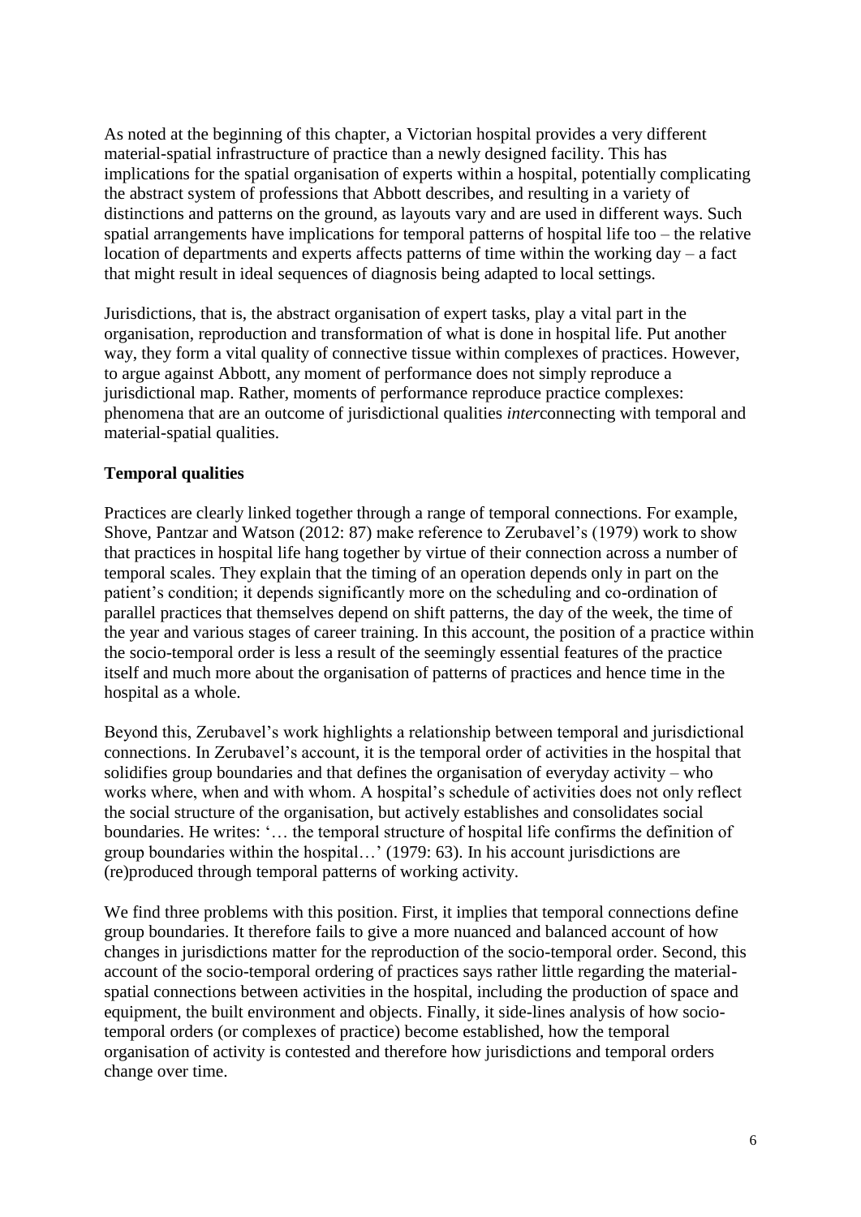As noted at the beginning of this chapter, a Victorian hospital provides a very different material-spatial infrastructure of practice than a newly designed facility. This has implications for the spatial organisation of experts within a hospital, potentially complicating the abstract system of professions that Abbott describes, and resulting in a variety of distinctions and patterns on the ground, as layouts vary and are used in different ways. Such spatial arrangements have implications for temporal patterns of hospital life too – the relative location of departments and experts affects patterns of time within the working day – a fact that might result in ideal sequences of diagnosis being adapted to local settings.

Jurisdictions, that is, the abstract organisation of expert tasks, play a vital part in the organisation, reproduction and transformation of what is done in hospital life. Put another way, they form a vital quality of connective tissue within complexes of practices. However, to argue against Abbott, any moment of performance does not simply reproduce a jurisdictional map. Rather, moments of performance reproduce practice complexes: phenomena that are an outcome of jurisdictional qualities *inter*connecting with temporal and material-spatial qualities.

**Temporal qualities**

Practices are clearly linked together through a range of temporal connections. For example, Shove, Pantzar and Watson (2012: 87) make reference to Zerubavel's (1979) work to show that practices in hospital life hang together by virtue of their connection across a number of temporal scales. They explain that the timing of an operation depends only in part on the patient's condition; it depends significantly more on the scheduling and co-ordination of parallel practices that themselves depend on shift patterns, the day of the week, the time of the year and various stages of career training. In this account, the position of a practice within the socio-temporal order is less a result of the seemingly essential features of the practice itself and much more about the organisation of patterns of practices and hence time in the hospital as a whole.

Beyond this, Zerubavel's work highlights a relationship between temporal and jurisdictional connections. In Zerubavel's account, it is the temporal order of activities in the hospital that solidifies group boundaries and that defines the organisation of everyday activity – who works where, when and with whom. A hospital's schedule of activities does not only reflect the social structure of the organisation, but actively establishes and consolidates social boundaries. He writes: '… the temporal structure of hospital life confirms the definition of group boundaries within the hospital…' (1979: 63). In his account jurisdictions are (re)produced through temporal patterns of working activity.

We find three problems with this position. First, it implies that temporal connections define group boundaries. It therefore fails to give a more nuanced and balanced account of how changes in jurisdictions matter for the reproduction of the socio-temporal order. Second, this account of the socio-temporal ordering of practices says rather little regarding the material-spatial connections between activities in the hospital, including the production of space and equipment, the built environment and objects. Finally, it side-lines analysis of how socio-temporal orders (or complexes of practice) become established, how the temporal organisation of activity is contested and therefore how jurisdictions and temporal orders change over time.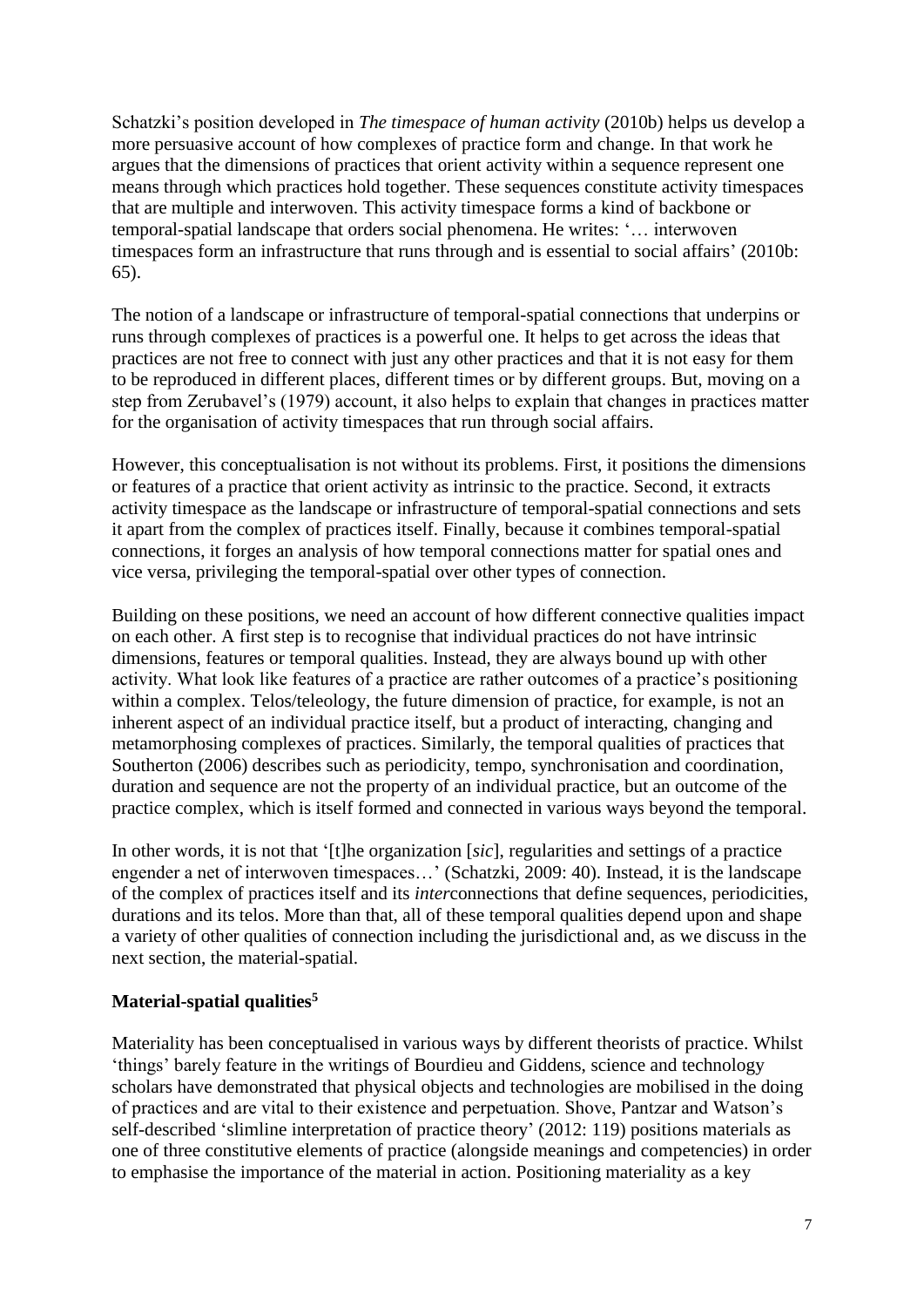Schatzki's position developed in *The timespace of human activity* (2010b) helps us develop a more persuasive account of how complexes of practice form and change. In that work he argues that the dimensions of practices that orient activity within a sequence represent one means through which practices hold together. These sequences constitute activity timespaces that are multiple and interwoven. This activity timespace forms a kind of backbone or temporal-spatial landscape that orders social phenomena. He writes: '… interwoven timespaces form an infrastructure that runs through and is essential to social affairs' (2010b: 65).

The notion of a landscape or infrastructure of temporal-spatial connections that underpins or runs through complexes of practices is a powerful one. It helps to get across the ideas that practices are not free to connect with just any other practices and that it is not easy for them to be reproduced in different places, different times or by different groups. But, moving on a step from Zerubavel's (1979) account, it also helps to explain that changes in practices matter for the organisation of activity timespaces that run through social affairs.

However, this conceptualisation is not without its problems. First, it positions the dimensions or features of a practice that orient activity as intrinsic to the practice. Second, it extracts activity timespace as the landscape or infrastructure of temporal-spatial connections and sets it apart from the complex of practices itself. Finally, because it combines temporal-spatial connections, it forges an analysis of how temporal connections matter for spatial ones and vice versa, privileging the temporal-spatial over other types of connection.

Building on these positions, we need an account of how different connective qualities impact on each other. A first step is to recognise that individual practices do not have intrinsic dimensions, features or temporal qualities. Instead, they are always bound up with other activity. What look like features of a practice are rather outcomes of a practice's positioning within a complex. Telos/teleology, the future dimension of practice, for example, is not an inherent aspect of an individual practice itself, but a product of interacting, changing and metamorphosing complexes of practices. Similarly, the temporal qualities of practices that Southerton (2006) describes such as periodicity, tempo, synchronisation and coordination, duration and sequence are not the property of an individual practice, but an outcome of the practice complex, which is itself formed and connected in various ways beyond the temporal.

In other words, it is not that '[t]he organization [*sic*], regularities and settings of a practice engender a net of interwoven timespaces…' (Schatzki, 2009: 40). Instead, it is the landscape of the complex of practices itself and its *inter*connections that define sequences, periodicities, durations and its telos. More than that, all of these temporal qualities depend upon and shape a variety of other qualities of connection including the jurisdictional and, as we discuss in the next section, the material-spatial.

## Material-spatial qualities[5]

Materiality has been conceptualised in various ways by different theorists of practice. Whilst 'things' barely feature in the writings of Bourdieu and Giddens, science and technology scholars have demonstrated that physical objects and technologies are mobilised in the doing of practices and are vital to their existence and perpetuation. Shove, Pantzar and Watson's self-described 'slimline interpretation of practice theory' (2012: 119) positions materials as one of three constitutive elements of practice (alongside meanings and competencies) in order to emphasise the importance of the material in action. Positioning materiality as a key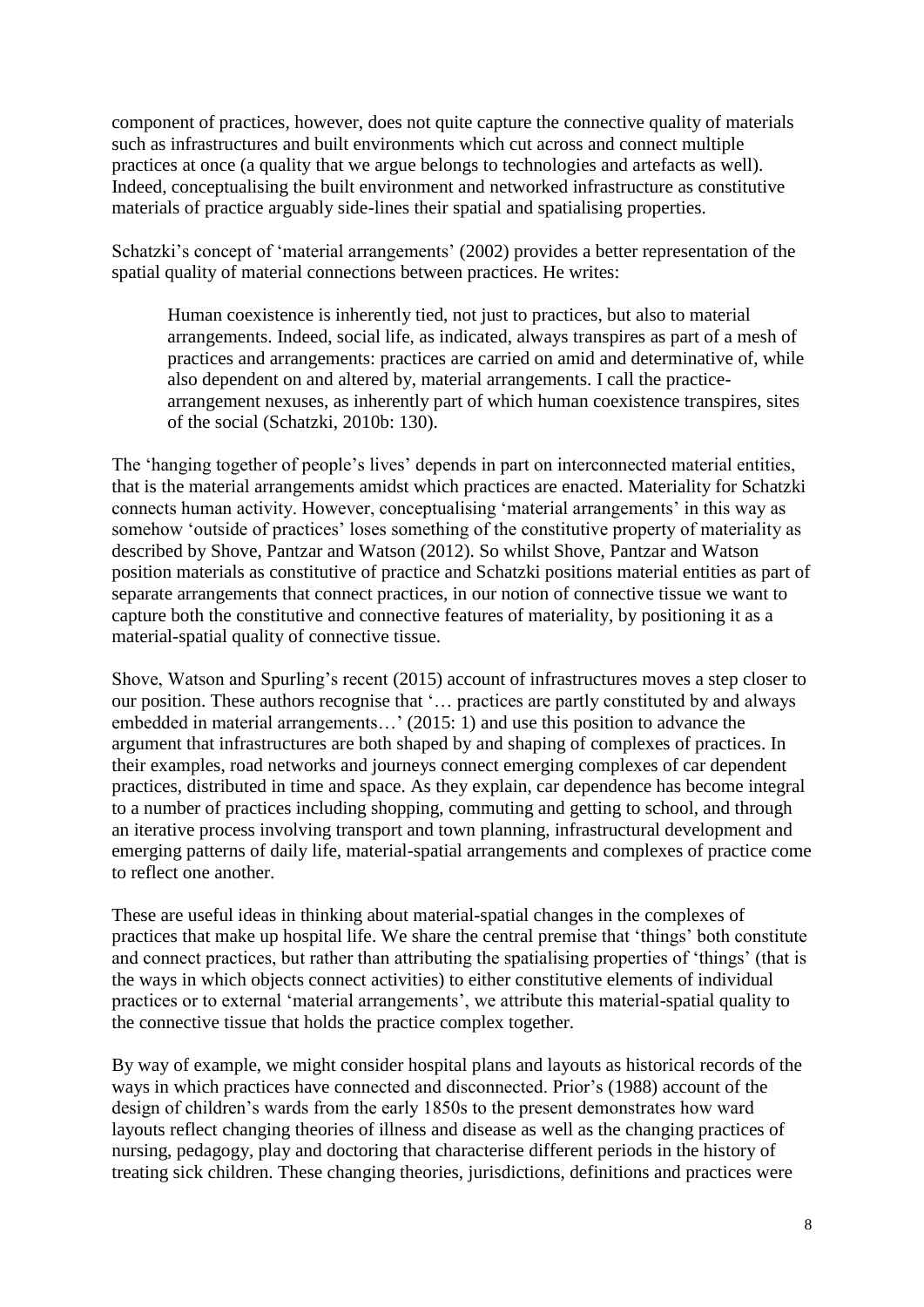component of practices, however, does not quite capture the connective quality of materials such as infrastructures and built environments which cut across and connect multiple practices at once (a quality that we argue belongs to technologies and artefacts as well). Indeed, conceptualising the built environment and networked infrastructure as constitutive materials of practice arguably side-lines their spatial and spatialising properties.

Schatzki's concept of 'material arrangements' (2002) provides a better representation of the spatial quality of material connections between practices. He writes:

> Human coexistence is inherently tied, not just to practices, but also to material arrangements. Indeed, social life, as indicated, always transpires as part of a mesh of practices and arrangements: practices are carried on amid and determinative of, while also dependent on and altered by, material arrangements. I call the practice-arrangement nexuses, as inherently part of which human coexistence transpires, sites of the social (Schatzki, 2010b: 130).

The 'hanging together of people's lives' depends in part on interconnected material entities, that is the material arrangements amidst which practices are enacted. Materiality for Schatzki connects human activity. However, conceptualising 'material arrangements' in this way as somehow 'outside of practices' loses something of the constitutive property of materiality as described by Shove, Pantzar and Watson (2012). So whilst Shove, Pantzar and Watson position materials as constitutive of practice and Schatzki positions material entities as part of separate arrangements that connect practices, in our notion of connective tissue we want to capture both the constitutive and connective features of materiality, by positioning it as a material-spatial quality of connective tissue.

Shove, Watson and Spurling's recent (2015) account of infrastructures moves a step closer to our position. These authors recognise that '… practices are partly constituted by and always embedded in material arrangements…' (2015: 1) and use this position to advance the argument that infrastructures are both shaped by and shaping of complexes of practices. In their examples, road networks and journeys connect emerging complexes of car dependent practices, distributed in time and space. As they explain, car dependence has become integral to a number of practices including shopping, commuting and getting to school, and through an iterative process involving transport and town planning, infrastructural development and emerging patterns of daily life, material-spatial arrangements and complexes of practice come to reflect one another.

These are useful ideas in thinking about material-spatial changes in the complexes of practices that make up hospital life. We share the central premise that 'things' both constitute and connect practices, but rather than attributing the spatialising properties of 'things' (that is the ways in which objects connect activities) to either constitutive elements of individual practices or to external 'material arrangements', we attribute this material-spatial quality to the connective tissue that holds the practice complex together.

By way of example, we might consider hospital plans and layouts as historical records of the ways in which practices have connected and disconnected. Prior's (1988) account of the design of children's wards from the early 1850s to the present demonstrates how ward layouts reflect changing theories of illness and disease as well as the changing practices of nursing, pedagogy, play and doctoring that characterise different periods in the history of treating sick children. These changing theories, jurisdictions, definitions and practices were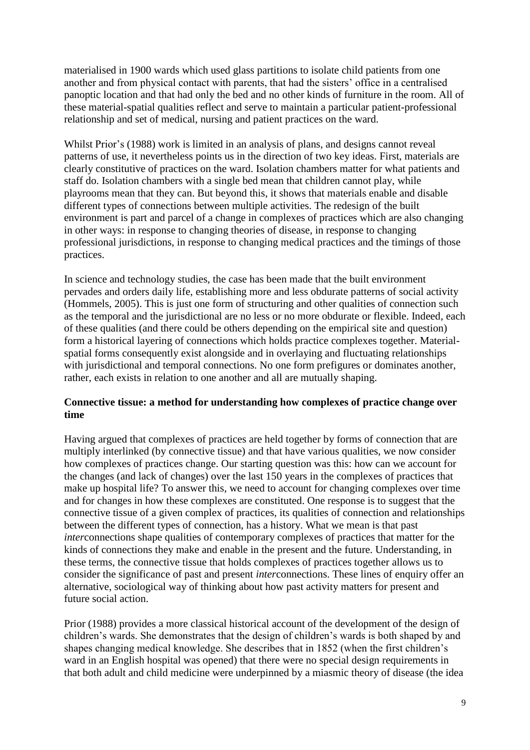materialised in 1900 wards which used glass partitions to isolate child patients from one another and from physical contact with parents, that had the sisters' office in a centralised panoptic location and that had only the bed and no other kinds of furniture in the room. All of these material-spatial qualities reflect and serve to maintain a particular patient-professional relationship and set of medical, nursing and patient practices on the ward.

Whilst Prior's (1988) work is limited in an analysis of plans, and designs cannot reveal patterns of use, it nevertheless points us in the direction of two key ideas. First, materials are clearly constitutive of practices on the ward. Isolation chambers matter for what patients and staff do. Isolation chambers with a single bed mean that children cannot play, while playrooms mean that they can. But beyond this, it shows that materials enable and disable different types of connections between multiple activities. The redesign of the built environment is part and parcel of a change in complexes of practices which are also changing in other ways: in response to changing theories of disease, in response to changing professional jurisdictions, in response to changing medical practices and the timings of those practices.

In science and technology studies, the case has been made that the built environment pervades and orders daily life, establishing more and less obdurate patterns of social activity (Hommels, 2005). This is just one form of structuring and other qualities of connection such as the temporal and the jurisdictional are no less or no more obdurate or flexible. Indeed, each of these qualities (and there could be others depending on the empirical site and question) form a historical layering of connections which holds practice complexes together. Material-spatial forms consequently exist alongside and in overlaying and fluctuating relationships with jurisdictional and temporal connections. No one form prefigures or dominates another, rather, each exists in relation to one another and all are mutually shaping.

**Connective tissue: a method for understanding how complexes of practice change over time**

Having argued that complexes of practices are held together by forms of connection that are multiply interlinked (by connective tissue) and that have various qualities, we now consider how complexes of practices change. Our starting question was this: how can we account for the changes (and lack of changes) over the last 150 years in the complexes of practices that make up hospital life? To answer this, we need to account for changing complexes over time and for changes in how these complexes are constituted. One response is to suggest that the connective tissue of a given complex of practices, its qualities of connection and relationships between the different types of connection, has a history. What we mean is that past *inter*connections shape qualities of contemporary complexes of practices that matter for the kinds of connections they make and enable in the present and the future. Understanding, in these terms, the connective tissue that holds complexes of practices together allows us to consider the significance of past and present *inter*connections. These lines of enquiry offer an alternative, sociological way of thinking about how past activity matters for present and future social action.

Prior (1988) provides a more classical historical account of the development of the design of children's wards. She demonstrates that the design of children's wards is both shaped by and shapes changing medical knowledge. She describes that in 1852 (when the first children's ward in an English hospital was opened) that there were no special design requirements in that both adult and child medicine were underpinned by a miasmic theory of disease (the idea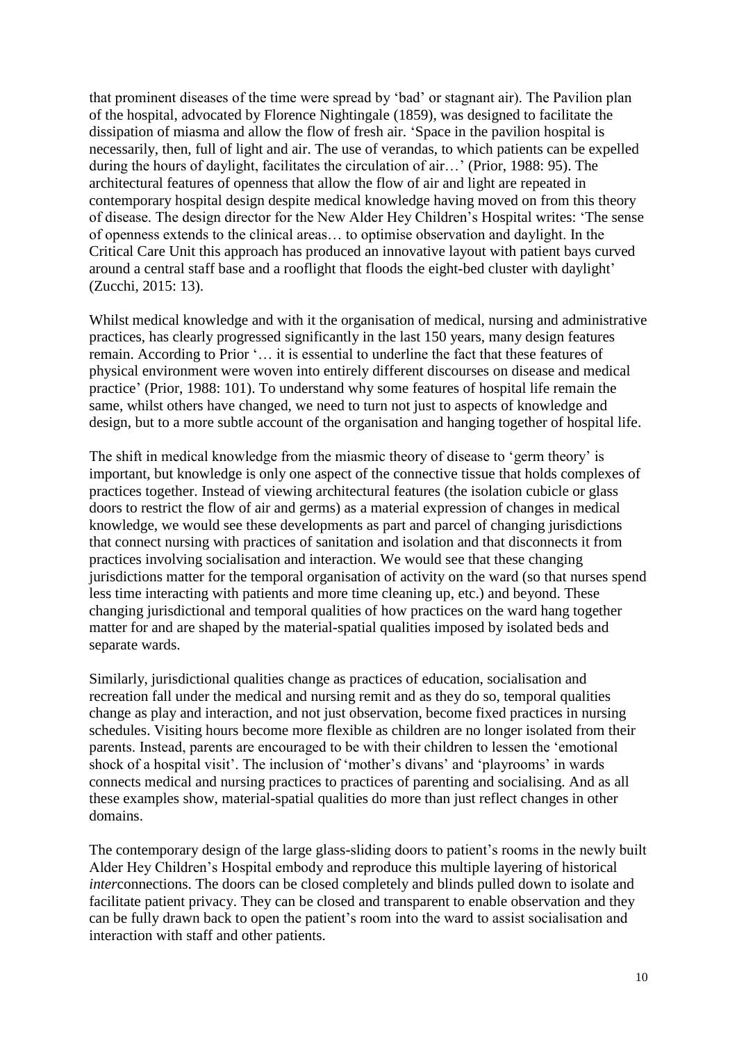that prominent diseases of the time were spread by 'bad' or stagnant air). The Pavilion plan of the hospital, advocated by Florence Nightingale (1859), was designed to facilitate the dissipation of miasma and allow the flow of fresh air. 'Space in the pavilion hospital is necessarily, then, full of light and air. The use of verandas, to which patients can be expelled during the hours of daylight, facilitates the circulation of air…' (Prior, 1988: 95). The architectural features of openness that allow the flow of air and light are repeated in contemporary hospital design despite medical knowledge having moved on from this theory of disease. The design director for the New Alder Hey Children's Hospital writes: 'The sense of openness extends to the clinical areas… to optimise observation and daylight. In the Critical Care Unit this approach has produced an innovative layout with patient bays curved around a central staff base and a rooflight that floods the eight-bed cluster with daylight' (Zucchi, 2015: 13).

Whilst medical knowledge and with it the organisation of medical, nursing and administrative practices, has clearly progressed significantly in the last 150 years, many design features remain. According to Prior '… it is essential to underline the fact that these features of physical environment were woven into entirely different discourses on disease and medical practice' (Prior, 1988: 101). To understand why some features of hospital life remain the same, whilst others have changed, we need to turn not just to aspects of knowledge and design, but to a more subtle account of the organisation and hanging together of hospital life.

The shift in medical knowledge from the miasmic theory of disease to 'germ theory' is important, but knowledge is only one aspect of the connective tissue that holds complexes of practices together. Instead of viewing architectural features (the isolation cubicle or glass doors to restrict the flow of air and germs) as a material expression of changes in medical knowledge, we would see these developments as part and parcel of changing jurisdictions that connect nursing with practices of sanitation and isolation and that disconnects it from practices involving socialisation and interaction. We would see that these changing jurisdictions matter for the temporal organisation of activity on the ward (so that nurses spend less time interacting with patients and more time cleaning up, etc.) and beyond. These changing jurisdictional and temporal qualities of how practices on the ward hang together matter for and are shaped by the material-spatial qualities imposed by isolated beds and separate wards.

Similarly, jurisdictional qualities change as practices of education, socialisation and recreation fall under the medical and nursing remit and as they do so, temporal qualities change as play and interaction, and not just observation, become fixed practices in nursing schedules. Visiting hours become more flexible as children are no longer isolated from their parents. Instead, parents are encouraged to be with their children to lessen the 'emotional shock of a hospital visit'. The inclusion of 'mother's divans' and 'playrooms' in wards connects medical and nursing practices to practices of parenting and socialising. And as all these examples show, material-spatial qualities do more than just reflect changes in other domains.

The contemporary design of the large glass-sliding doors to patient's rooms in the newly built Alder Hey Children's Hospital embody and reproduce this multiple layering of historical *inter*connections. The doors can be closed completely and blinds pulled down to isolate and facilitate patient privacy. They can be closed and transparent to enable observation and they can be fully drawn back to open the patient's room into the ward to assist socialisation and interaction with staff and other patients.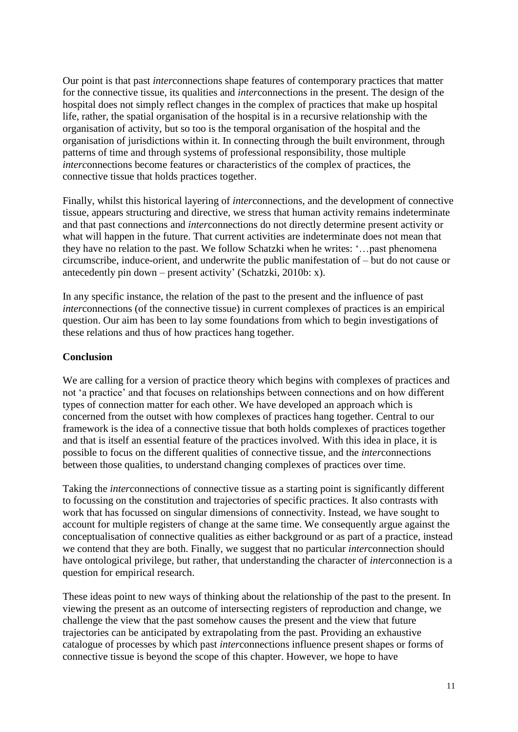Our point is that past *inter*connections shape features of contemporary practices that matter for the connective tissue, its qualities and *inter*connections in the present. The design of the hospital does not simply reflect changes in the complex of practices that make up hospital life, rather, the spatial organisation of the hospital is in a recursive relationship with the organisation of activity, but so too is the temporal organisation of the hospital and the organisation of jurisdictions within it. In connecting through the built environment, through patterns of time and through systems of professional responsibility, those multiple *inter*connections become features or characteristics of the complex of practices, the connective tissue that holds practices together.

Finally, whilst this historical layering of *inter*connections, and the development of connective tissue, appears structuring and directive, we stress that human activity remains indeterminate and that past connections and *inter*connections do not directly determine present activity or what will happen in the future. That current activities are indeterminate does not mean that they have no relation to the past. We follow Schatzki when he writes: '…past phenomena circumscribe, induce-orient, and underwrite the public manifestation of – but do not cause or antecedently pin down – present activity' (Schatzki, 2010b: x).

In any specific instance, the relation of the past to the present and the influence of past *inter*connections (of the connective tissue) in current complexes of practices is an empirical question. Our aim has been to lay some foundations from which to begin investigations of these relations and thus of how practices hang together.

## Conclusion

We are calling for a version of practice theory which begins with complexes of practices and not 'a practice' and that focuses on relationships between connections and on how different types of connection matter for each other. We have developed an approach which is concerned from the outset with how complexes of practices hang together. Central to our framework is the idea of a connective tissue that both holds complexes of practices together and that is itself an essential feature of the practices involved. With this idea in place, it is possible to focus on the different qualities of connective tissue, and the *inter*connections between those qualities, to understand changing complexes of practices over time.

Taking the *inter*connections of connective tissue as a starting point is significantly different to focussing on the constitution and trajectories of specific practices. It also contrasts with work that has focussed on singular dimensions of connectivity. Instead, we have sought to account for multiple registers of change at the same time. We consequently argue against the conceptualisation of connective qualities as either background or as part of a practice, instead we contend that they are both. Finally, we suggest that no particular *inter*connection should have ontological privilege, but rather, that understanding the character of *inter*connection is a question for empirical research.

These ideas point to new ways of thinking about the relationship of the past to the present. In viewing the present as an outcome of intersecting registers of reproduction and change, we challenge the view that the past somehow causes the present and the view that future trajectories can be anticipated by extrapolating from the past. Providing an exhaustive catalogue of processes by which past *inter*connections influence present shapes or forms of connective tissue is beyond the scope of this chapter. However, we hope to have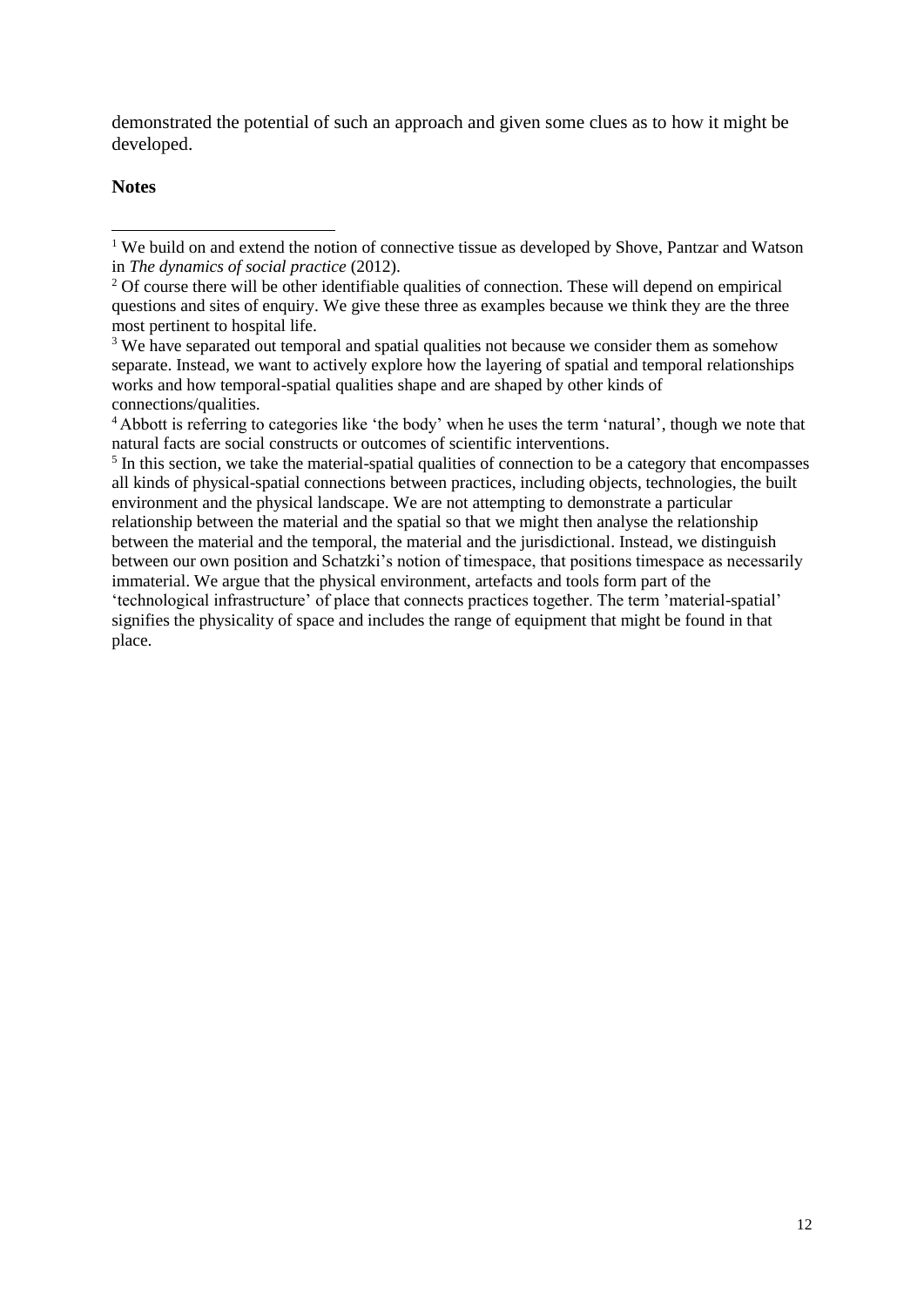demonstrated the potential of such an approach and given some clues as to how it might be developed.

**Notes**

[1] We build on and extend the notion of connective tissue as developed by Shove, Pantzar and Watson in *The dynamics of social practice* (2012).

[2] Of course there will be other identifiable qualities of connection. These will depend on empirical questions and sites of enquiry. We give these three as examples because we think they are the three most pertinent to hospital life.

[3] We have separated out temporal and spatial qualities not because we consider them as somehow separate. Instead, we want to actively explore how the layering of spatial and temporal relationships works and how temporal-spatial qualities shape and are shaped by other kinds of connections/qualities.

[4] Abbott is referring to categories like 'the body' when he uses the term 'natural', though we note that natural facts are social constructs or outcomes of scientific interventions.

[5] In this section, we take the material-spatial qualities of connection to be a category that encompasses all kinds of physical-spatial connections between practices, including objects, technologies, the built environment and the physical landscape. We are not attempting to demonstrate a particular relationship between the material and the spatial so that we might then analyse the relationship between the material and the temporal, the material and the jurisdictional. Instead, we distinguish between our own position and Schatzki's notion of timespace, that positions timespace as necessarily immaterial. We argue that the physical environment, artefacts and tools form part of the 'technological infrastructure' of place that connects practices together. The term 'material-spatial' signifies the physicality of space and includes the range of equipment that might be found in that place.